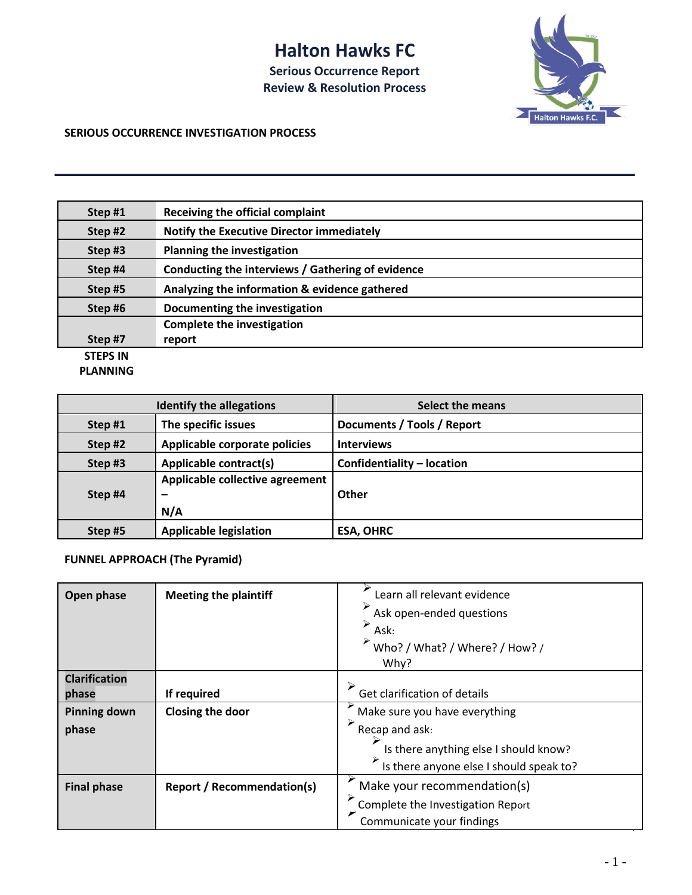# Halton Hawks FC

## Serious Occurrence Report
## Review & Resolution Process

**SERIOUS OCCURRENCE INVESTIGATION PROCESS**

| | |
|---|---|
| **Step #1** | **Receiving the official complaint** |
| **Step #2** | **Notify the Executive Director immediately** |
| **Step #3** | **Planning the investigation** |
| **Step #4** | **Conducting the interviews / Gathering of evidence** |
| **Step #5** | **Analyzing the information & evidence gathered** |
| **Step #6** | **Documenting the investigation** |
| **Step #7** | **Complete the investigation report** |

**STEPS IN PLANNING**

| | Identify the allegations | Select the means |
|---|---|---|
| **Step #1** | **The specific issues** | **Documents / Tools / Report** |
| **Step #2** | **Applicable corporate policies** | **Interviews** |
| **Step #3** | **Applicable contract(s)** | **Confidentiality – location** |
| **Step #4** | **Applicable collective agreement – N/A** | **Other** |
| **Step #5** | **Applicable legislation** | **ESA, OHRC** |

**FUNNEL APPROACH (The Pyramid)**

| | | |
|---|---|---|
| **Open phase** | **Meeting the plaintiff** | ➢ Learn all relevant evidence<br>➢ Ask open-ended questions<br>➢ Ask:<br>➢ Who? / What? / Where? / How? / Why? |
| **Clarification phase** | **If required** | ➢ Get clarification of details |
| **Pinning down phase** | **Closing the door** | ➢ Make sure you have everything<br>➢ Recap and ask:<br>➢ Is there anything else I should know?<br>➢ Is there anyone else I should speak to? |
| **Final phase** | **Report / Recommendation(s)** | ➢ Make your recommendation(s)<br>➢ Complete the Investigation Report<br>➢ Communicate your findings |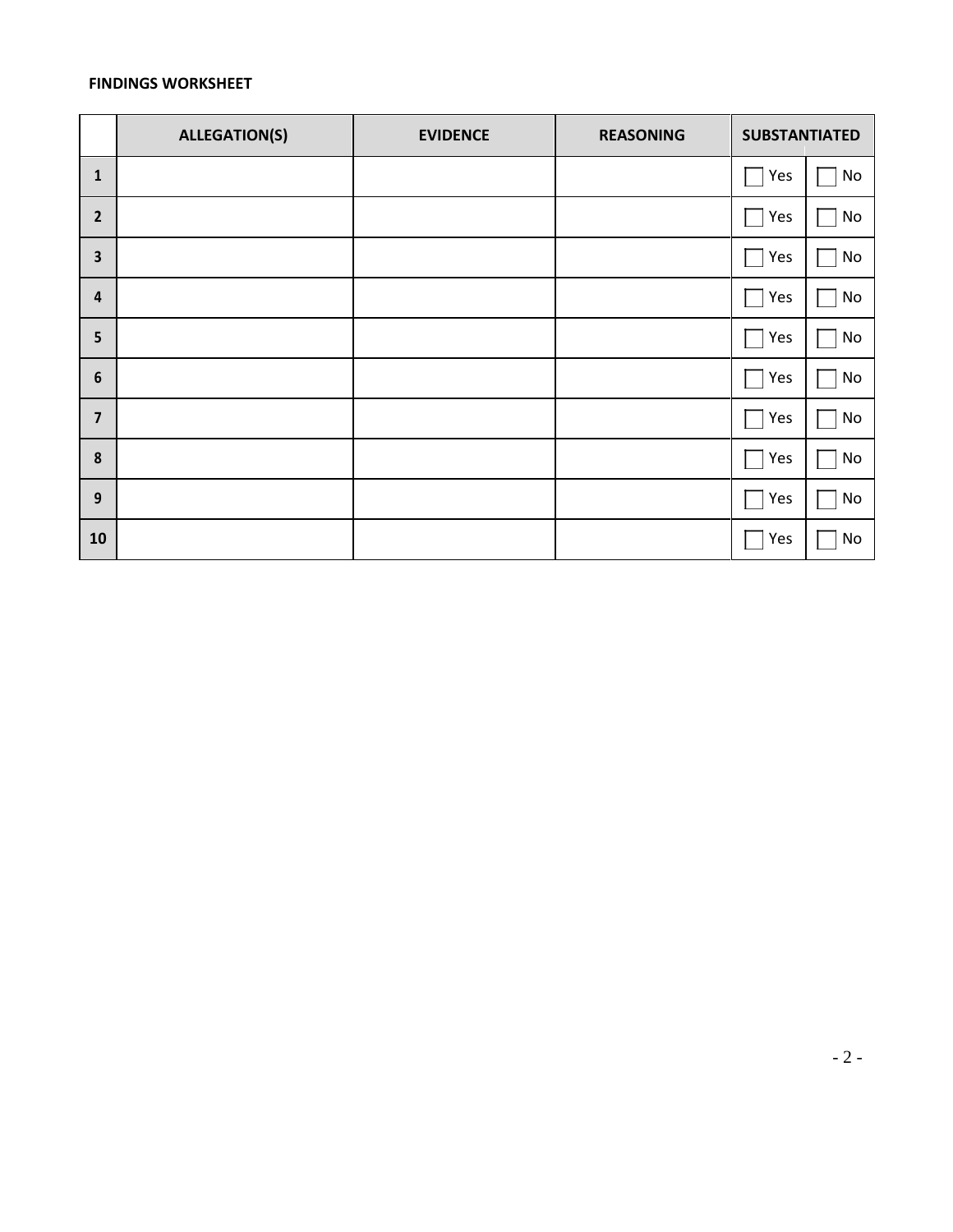**FINDINGS WORKSHEET**

| | ALLEGATION(S) | EVIDENCE | REASONING | SUBSTANTIATED | |
|---|---|---|---|---|---|
| 1 | | | | ☐ Yes | ☐ No |
| 2 | | | | ☐ Yes | ☐ No |
| 3 | | | | ☐ Yes | ☐ No |
| 4 | | | | ☐ Yes | ☐ No |
| 5 | | | | ☐ Yes | ☐ No |
| 6 | | | | ☐ Yes | ☐ No |
| 7 | | | | ☐ Yes | ☐ No |
| 8 | | | | ☐ Yes | ☐ No |
| 9 | | | | ☐ Yes | ☐ No |
| 10 | | | | ☐ Yes | ☐ No |